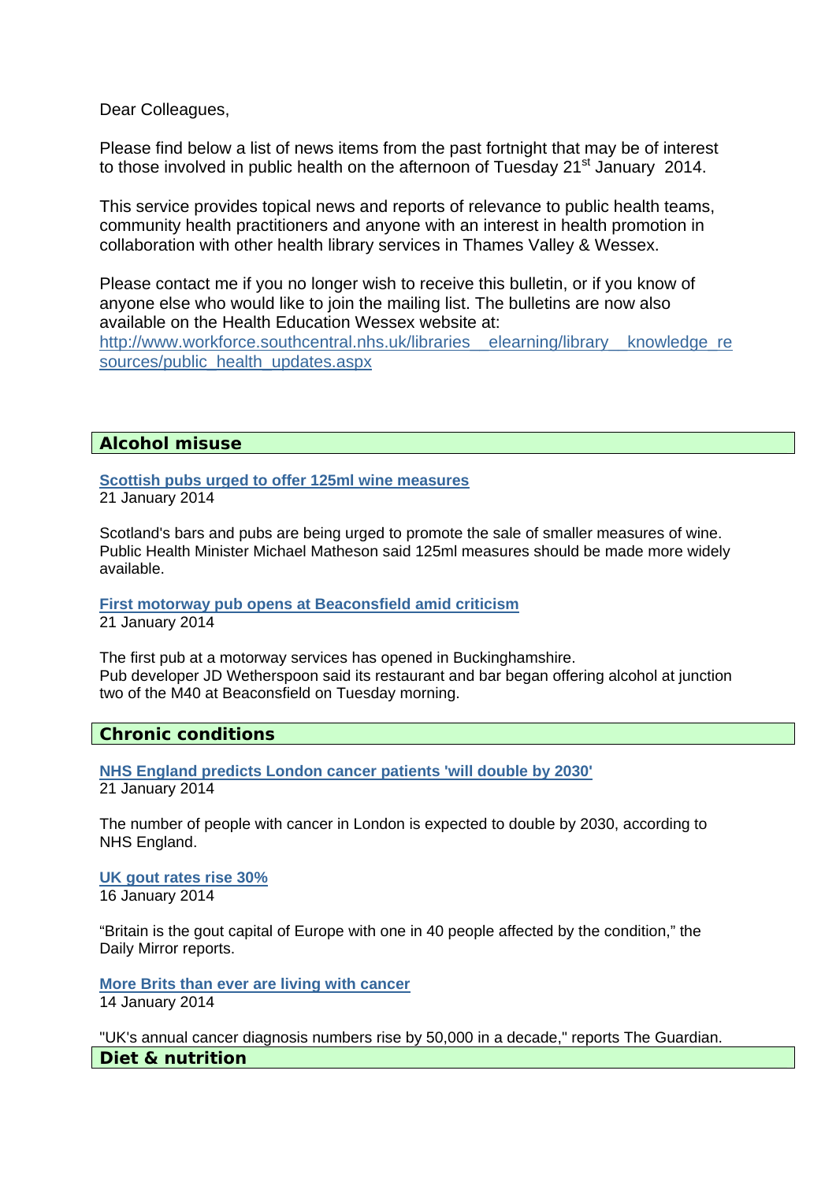Dear Colleagues,

Please find below a list of news items from the past fortnight that may be of interest to those involved in public health on the afternoon of Tuesday 21st January 2014.

This service provides topical news and reports of relevance to public health teams, community health practitioners and anyone with an interest in health promotion in collaboration with other health library services in Thames Valley & Wessex.

Please contact me if you no longer wish to receive this bulletin, or if you know of anyone else who would like to join the mailing list. The bulletins are now also available on the Health Education Wessex website at:
http://www.workforce.southcentral.nhs.uk/libraries__elearning/library__knowledge_resources/public_health_updates.aspx

## Alcohol misuse

**Scottish pubs urged to offer 125ml wine measures**
21 January 2014

Scotland's bars and pubs are being urged to promote the sale of smaller measures of wine. Public Health Minister Michael Matheson said 125ml measures should be made more widely available.

**First motorway pub opens at Beaconsfield amid criticism**
21 January 2014

The first pub at a motorway services has opened in Buckinghamshire.
Pub developer JD Wetherspoon said its restaurant and bar began offering alcohol at junction two of the M40 at Beaconsfield on Tuesday morning.

## Chronic conditions

**NHS England predicts London cancer patients 'will double by 2030'**
21 January 2014

The number of people with cancer in London is expected to double by 2030, according to NHS England.

**UK gout rates rise 30%**
16 January 2014

“Britain is the gout capital of Europe with one in 40 people affected by the condition,” the Daily Mirror reports.

**More Brits than ever are living with cancer**
14 January 2014

"UK's annual cancer diagnosis numbers rise by 50,000 in a decade," reports The Guardian.

## Diet & nutrition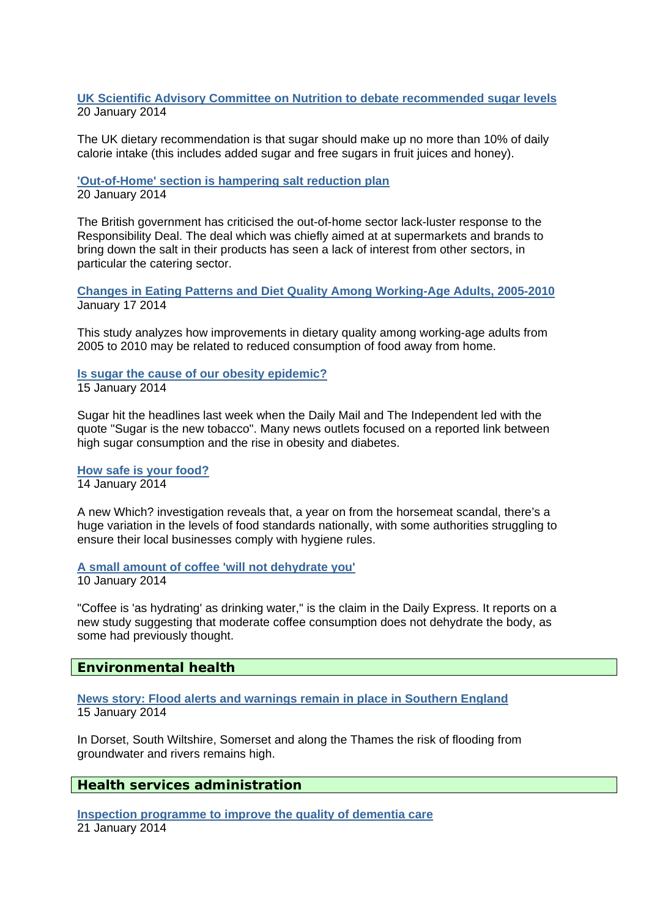**UK Scientific Advisory Committee on Nutrition to debate recommended sugar levels**
20 January 2014

The UK dietary recommendation is that sugar should make up no more than 10% of daily calorie intake (this includes added sugar and free sugars in fruit juices and honey).

**'Out-of-Home' section is hampering salt reduction plan**
20 January 2014

The British government has criticised the out-of-home sector lack-luster response to the Responsibility Deal. The deal which was chiefly aimed at at supermarkets and brands to bring down the salt in their products has seen a lack of interest from other sectors, in particular the catering sector.

**Changes in Eating Patterns and Diet Quality Among Working-Age Adults, 2005-2010**
January 17 2014

This study analyzes how improvements in dietary quality among working-age adults from 2005 to 2010 may be related to reduced consumption of food away from home.

**Is sugar the cause of our obesity epidemic?**
15 January 2014

Sugar hit the headlines last week when the Daily Mail and The Independent led with the quote "Sugar is the new tobacco". Many news outlets focused on a reported link between high sugar consumption and the rise in obesity and diabetes.

**How safe is your food?**
14 January 2014

A new Which? investigation reveals that, a year on from the horsemeat scandal, there's a huge variation in the levels of food standards nationally, with some authorities struggling to ensure their local businesses comply with hygiene rules.

**A small amount of coffee 'will not dehydrate you'**
10 January 2014

"Coffee is 'as hydrating' as drinking water," is the claim in the Daily Express. It reports on a new study suggesting that moderate coffee consumption does not dehydrate the body, as some had previously thought.

## Environmental health

**News story: Flood alerts and warnings remain in place in Southern England**
15 January 2014

In Dorset, South Wiltshire, Somerset and along the Thames the risk of flooding from groundwater and rivers remains high.

## Health services administration

**Inspection programme to improve the quality of dementia care**
21 January 2014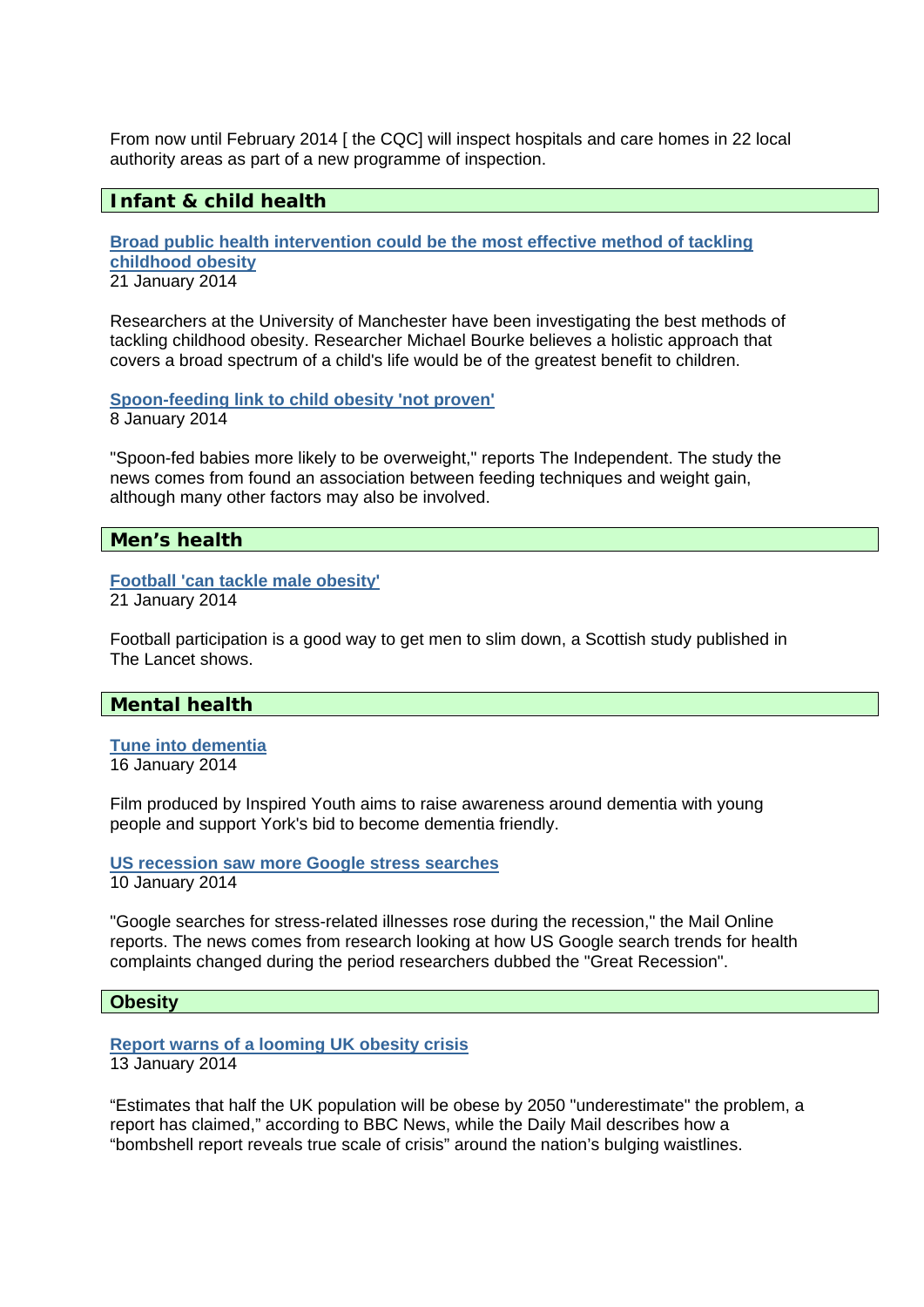From now until February 2014 [ the CQC] will inspect hospitals and care homes in 22 local authority areas as part of a new programme of inspection.

## Infant & child health

**Broad public health intervention could be the most effective method of tackling childhood obesity**
21 January 2014

Researchers at the University of Manchester have been investigating the best methods of tackling childhood obesity. Researcher Michael Bourke believes a holistic approach that covers a broad spectrum of a child's life would be of the greatest benefit to children.

**Spoon-feeding link to child obesity 'not proven'**
8 January 2014

"Spoon-fed babies more likely to be overweight," reports The Independent. The study the news comes from found an association between feeding techniques and weight gain, although many other factors may also be involved.

## Men's health

**Football 'can tackle male obesity'**
21 January 2014

Football participation is a good way to get men to slim down, a Scottish study published in The Lancet shows.

## Mental health

**Tune into dementia**
16 January 2014

Film produced by Inspired Youth aims to raise awareness around dementia with young people and support York's bid to become dementia friendly.

**US recession saw more Google stress searches**
10 January 2014

"Google searches for stress-related illnesses rose during the recession," the Mail Online reports. The news comes from research looking at how US Google search trends for health complaints changed during the period researchers dubbed the "Great Recession".

## Obesity

**Report warns of a looming UK obesity crisis**
13 January 2014

“Estimates that half the UK population will be obese by 2050 "underestimate" the problem, a report has claimed,” according to BBC News, while the Daily Mail describes how a “bombshell report reveals true scale of crisis” around the nation’s bulging waistlines.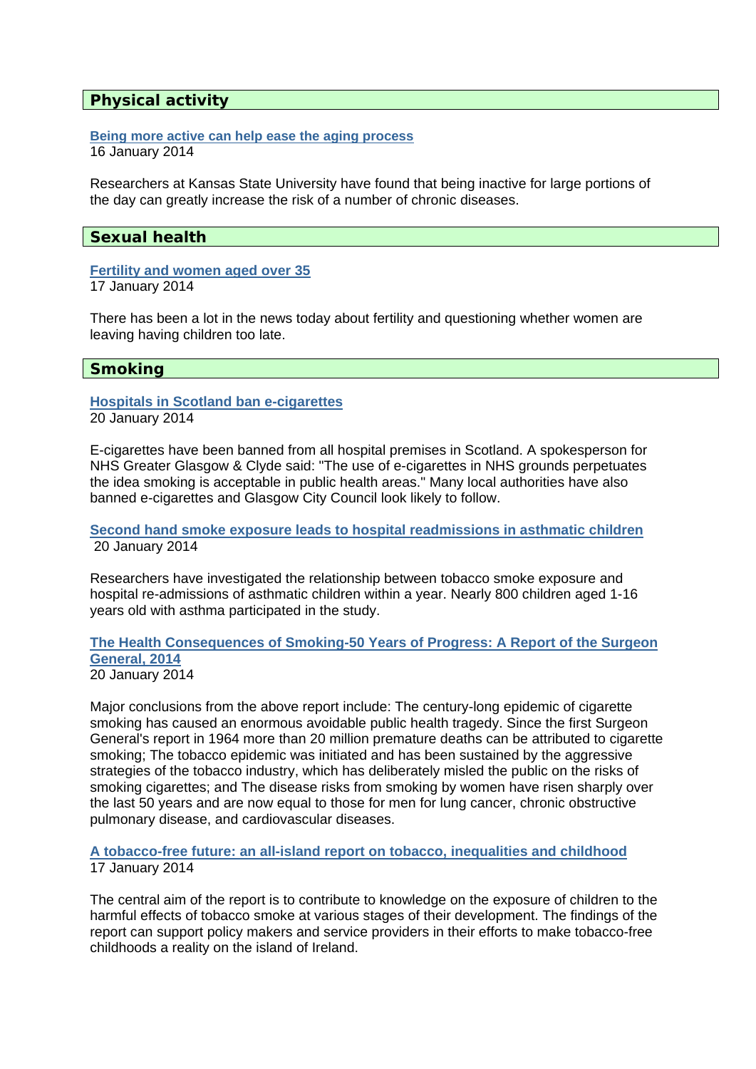## Physical activity

**Being more active can help ease the aging process**
16 January 2014

Researchers at Kansas State University have found that being inactive for large portions of the day can greatly increase the risk of a number of chronic diseases.

## Sexual health

**Fertility and women aged over 35**
17 January 2014

There has been a lot in the news today about fertility and questioning whether women are leaving having children too late.

## Smoking

**Hospitals in Scotland ban e-cigarettes**
20 January 2014

E-cigarettes have been banned from all hospital premises in Scotland. A spokesperson for NHS Greater Glasgow & Clyde said: "The use of e-cigarettes in NHS grounds perpetuates the idea smoking is acceptable in public health areas." Many local authorities have also banned e-cigarettes and Glasgow City Council look likely to follow.

**Second hand smoke exposure leads to hospital readmissions in asthmatic children**
20 January 2014

Researchers have investigated the relationship between tobacco smoke exposure and hospital re-admissions of asthmatic children within a year. Nearly 800 children aged 1-16 years old with asthma participated in the study.

**The Health Consequences of Smoking-50 Years of Progress: A Report of the Surgeon General, 2014**
20 January 2014

Major conclusions from the above report include: The century-long epidemic of cigarette smoking has caused an enormous avoidable public health tragedy. Since the first Surgeon General's report in 1964 more than 20 million premature deaths can be attributed to cigarette smoking; The tobacco epidemic was initiated and has been sustained by the aggressive strategies of the tobacco industry, which has deliberately misled the public on the risks of smoking cigarettes; and The disease risks from smoking by women have risen sharply over the last 50 years and are now equal to those for men for lung cancer, chronic obstructive pulmonary disease, and cardiovascular diseases.

**A tobacco-free future: an all-island report on tobacco, inequalities and childhood**
17 January 2014

The central aim of the report is to contribute to knowledge on the exposure of children to the harmful effects of tobacco smoke at various stages of their development. The findings of the report can support policy makers and service providers in their efforts to make tobacco-free childhoods a reality on the island of Ireland.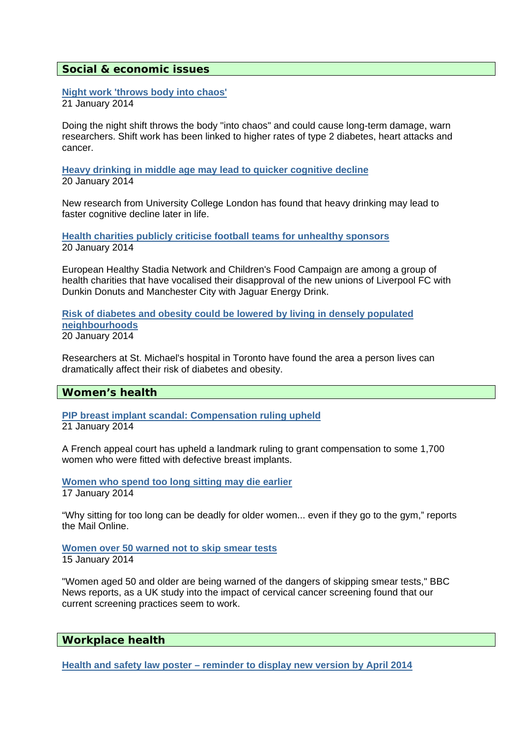## Social & economic issues

**Night work 'throws body into chaos'**
21 January 2014

Doing the night shift throws the body "into chaos" and could cause long-term damage, warn researchers. Shift work has been linked to higher rates of type 2 diabetes, heart attacks and cancer.

**Heavy drinking in middle age may lead to quicker cognitive decline**
20 January 2014

New research from University College London has found that heavy drinking may lead to faster cognitive decline later in life.

**Health charities publicly criticise football teams for unhealthy sponsors**
20 January 2014

European Healthy Stadia Network and Children's Food Campaign are among a group of health charities that have vocalised their disapproval of the new unions of Liverpool FC with Dunkin Donuts and Manchester City with Jaguar Energy Drink.

**Risk of diabetes and obesity could be lowered by living in densely populated neighbourhoods**
20 January 2014

Researchers at St. Michael's hospital in Toronto have found the area a person lives can dramatically affect their risk of diabetes and obesity.

## Women's health

**PIP breast implant scandal: Compensation ruling upheld**
21 January 2014

A French appeal court has upheld a landmark ruling to grant compensation to some 1,700 women who were fitted with defective breast implants.

**Women who spend too long sitting may die earlier**
17 January 2014

"Why sitting for too long can be deadly for older women... even if they go to the gym," reports the Mail Online.

**Women over 50 warned not to skip smear tests**
15 January 2014

"Women aged 50 and older are being warned of the dangers of skipping smear tests," BBC News reports, as a UK study into the impact of cervical cancer screening found that our current screening practices seem to work.

## Workplace health

**Health and safety law poster – reminder to display new version by April 2014**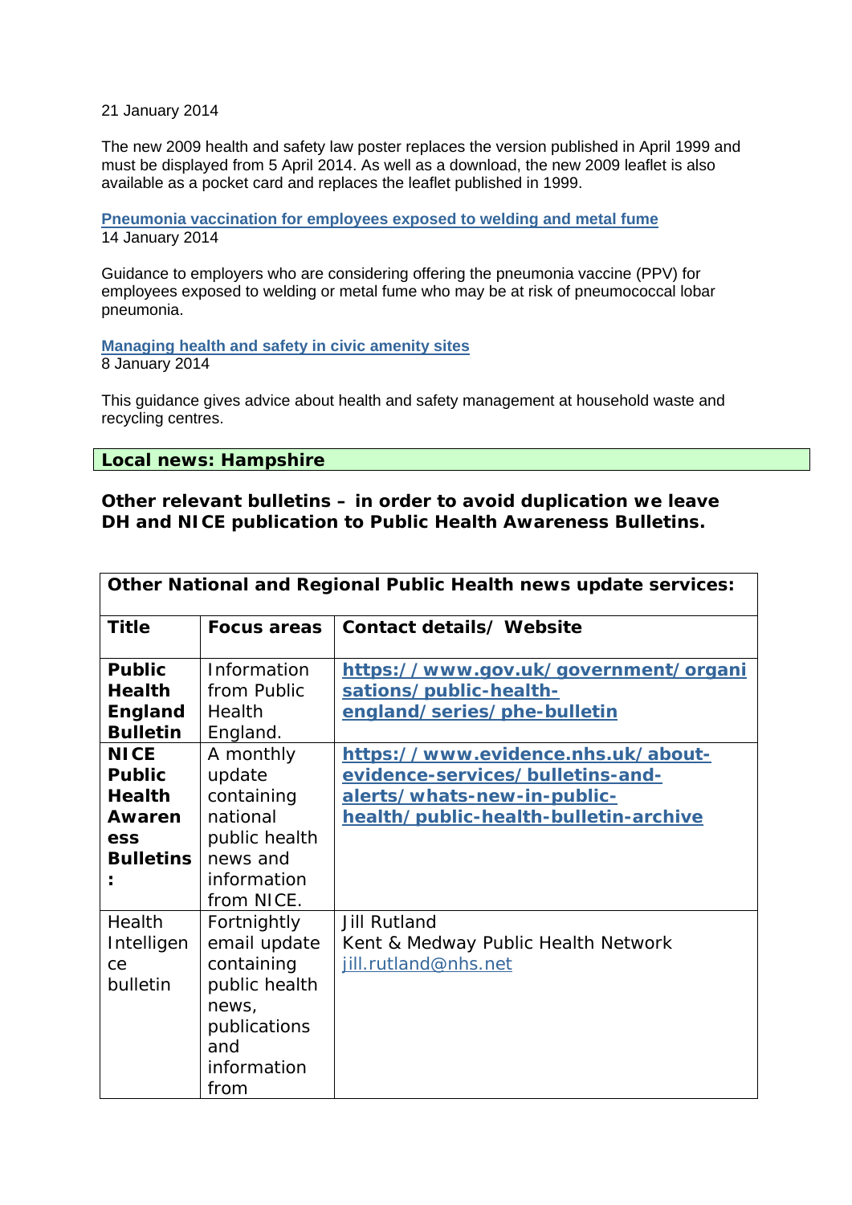21 January 2014

The new 2009 health and safety law poster replaces the version published in April 1999 and must be displayed from 5 April 2014. As well as a download, the new 2009 leaflet is also available as a pocket card and replaces the leaflet published in 1999.

**Pneumonia vaccination for employees exposed to welding and metal fume**
14 January 2014

Guidance to employers who are considering offering the pneumonia vaccine (PPV) for employees exposed to welding or metal fume who may be at risk of pneumococcal lobar pneumonia.

**Managing health and safety in civic amenity sites**
8 January 2014

This guidance gives advice about health and safety management at household waste and recycling centres.

## Local news: Hampshire

**Other relevant bulletins – in order to avoid duplication we leave DH and NICE publication to Public Health Awareness Bulletins.**

| Other National and Regional Public Health news update services: | | |
|---|---|---|
| **Title** | **Focus areas** | **Contact details/ Website** |
| **Public Health England Bulletin** | Information from Public Health England. | https://www.gov.uk/government/organisations/public-health-england/series/phe-bulletin |
| **NICE Public Health Awareness Bulletins:** | A monthly update containing national public health news and information from NICE. | https://www.evidence.nhs.uk/about-evidence-services/bulletins-and-alerts/whats-new-in-public-health/public-health-bulletin-archive |
| Health Intelligence bulletin | Fortnightly email update containing public health news, publications and information from | Jill Rutland<br>Kent & Medway Public Health Network<br>jill.rutland@nhs.net |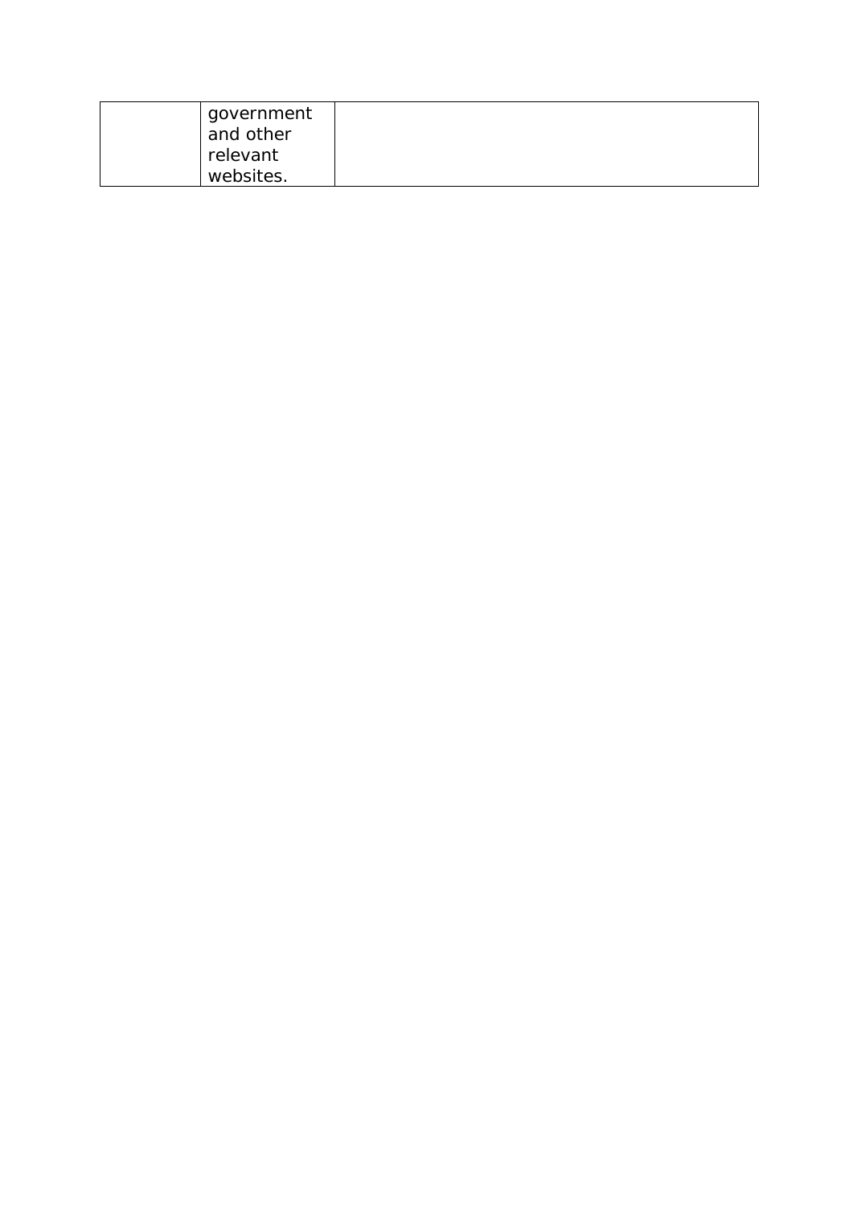| | | |
|---|---|---|
| | government and other relevant websites. | |